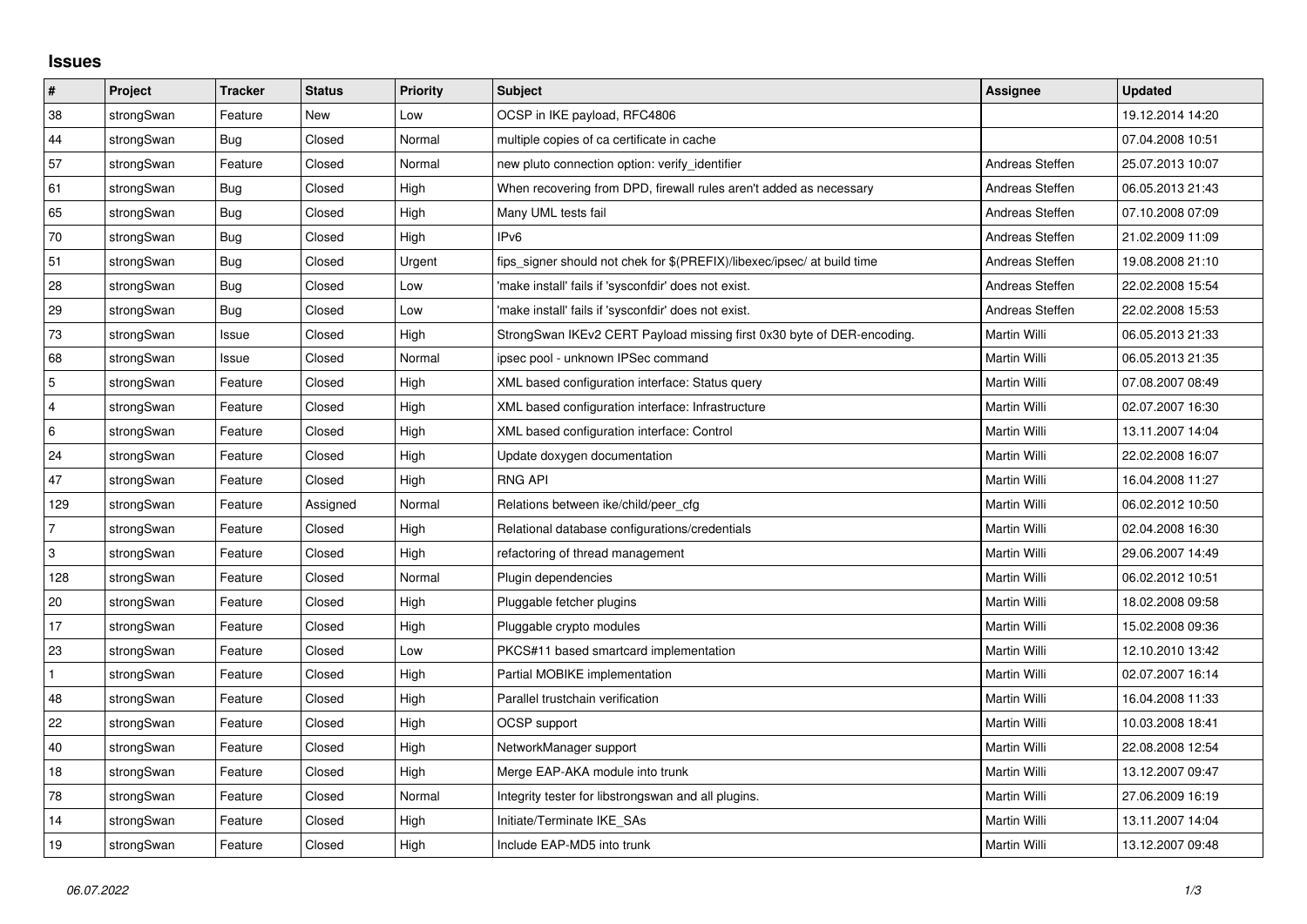# Issues

| # | Project | Tracker | Status | Priority | Subject | Assignee | Updated |
|---|---|---|---|---|---|---|---|
| 38 | strongSwan | Feature | New | Low | OCSP in IKE payload, RFC4806 | | 19.12.2014 14:20 |
| 44 | strongSwan | Bug | Closed | Normal | multiple copies of ca certificate in cache | | 07.04.2008 10:51 |
| 57 | strongSwan | Feature | Closed | Normal | new pluto connection option: verify_identifier | Andreas Steffen | 25.07.2013 10:07 |
| 61 | strongSwan | Bug | Closed | High | When recovering from DPD, firewall rules aren't added as necessary | Andreas Steffen | 06.05.2013 21:43 |
| 65 | strongSwan | Bug | Closed | High | Many UML tests fail | Andreas Steffen | 07.10.2008 07:09 |
| 70 | strongSwan | Bug | Closed | High | IPv6 | Andreas Steffen | 21.02.2009 11:09 |
| 51 | strongSwan | Bug | Closed | Urgent | fips_signer should not chek for $(PREFIX)/libexec/ipsec/ at build time | Andreas Steffen | 19.08.2008 21:10 |
| 28 | strongSwan | Bug | Closed | Low | 'make install' fails if 'sysconfdir' does not exist. | Andreas Steffen | 22.02.2008 15:54 |
| 29 | strongSwan | Bug | Closed | Low | 'make install' fails if 'sysconfdir' does not exist. | Andreas Steffen | 22.02.2008 15:53 |
| 73 | strongSwan | Issue | Closed | High | StrongSwan IKEv2 CERT Payload missing first 0x30 byte of DER-encoding. | Martin Willi | 06.05.2013 21:33 |
| 68 | strongSwan | Issue | Closed | Normal | ipsec pool - unknown IPSec command | Martin Willi | 06.05.2013 21:35 |
| 5 | strongSwan | Feature | Closed | High | XML based configuration interface: Status query | Martin Willi | 07.08.2007 08:49 |
| 4 | strongSwan | Feature | Closed | High | XML based configuration interface: Infrastructure | Martin Willi | 02.07.2007 16:30 |
| 6 | strongSwan | Feature | Closed | High | XML based configuration interface: Control | Martin Willi | 13.11.2007 14:04 |
| 24 | strongSwan | Feature | Closed | High | Update doxygen documentation | Martin Willi | 22.02.2008 16:07 |
| 47 | strongSwan | Feature | Closed | High | RNG API | Martin Willi | 16.04.2008 11:27 |
| 129 | strongSwan | Feature | Assigned | Normal | Relations between ike/child/peer_cfg | Martin Willi | 06.02.2012 10:50 |
| 7 | strongSwan | Feature | Closed | High | Relational database configurations/credentials | Martin Willi | 02.04.2008 16:30 |
| 3 | strongSwan | Feature | Closed | High | refactoring of thread management | Martin Willi | 29.06.2007 14:49 |
| 128 | strongSwan | Feature | Closed | Normal | Plugin dependencies | Martin Willi | 06.02.2012 10:51 |
| 20 | strongSwan | Feature | Closed | High | Pluggable fetcher plugins | Martin Willi | 18.02.2008 09:58 |
| 17 | strongSwan | Feature | Closed | High | Pluggable crypto modules | Martin Willi | 15.02.2008 09:36 |
| 23 | strongSwan | Feature | Closed | Low | PKCS#11 based smartcard implementation | Martin Willi | 12.10.2010 13:42 |
| 1 | strongSwan | Feature | Closed | High | Partial MOBIKE implementation | Martin Willi | 02.07.2007 16:14 |
| 48 | strongSwan | Feature | Closed | High | Parallel trustchain verification | Martin Willi | 16.04.2008 11:33 |
| 22 | strongSwan | Feature | Closed | High | OCSP support | Martin Willi | 10.03.2008 18:41 |
| 40 | strongSwan | Feature | Closed | High | NetworkManager support | Martin Willi | 22.08.2008 12:54 |
| 18 | strongSwan | Feature | Closed | High | Merge EAP-AKA module into trunk | Martin Willi | 13.12.2007 09:47 |
| 78 | strongSwan | Feature | Closed | Normal | Integrity tester for libstrongswan and all plugins. | Martin Willi | 27.06.2009 16:19 |
| 14 | strongSwan | Feature | Closed | High | Initiate/Terminate IKE_SAs | Martin Willi | 13.11.2007 14:04 |
| 19 | strongSwan | Feature | Closed | High | Include EAP-MD5 into trunk | Martin Willi | 13.12.2007 09:48 |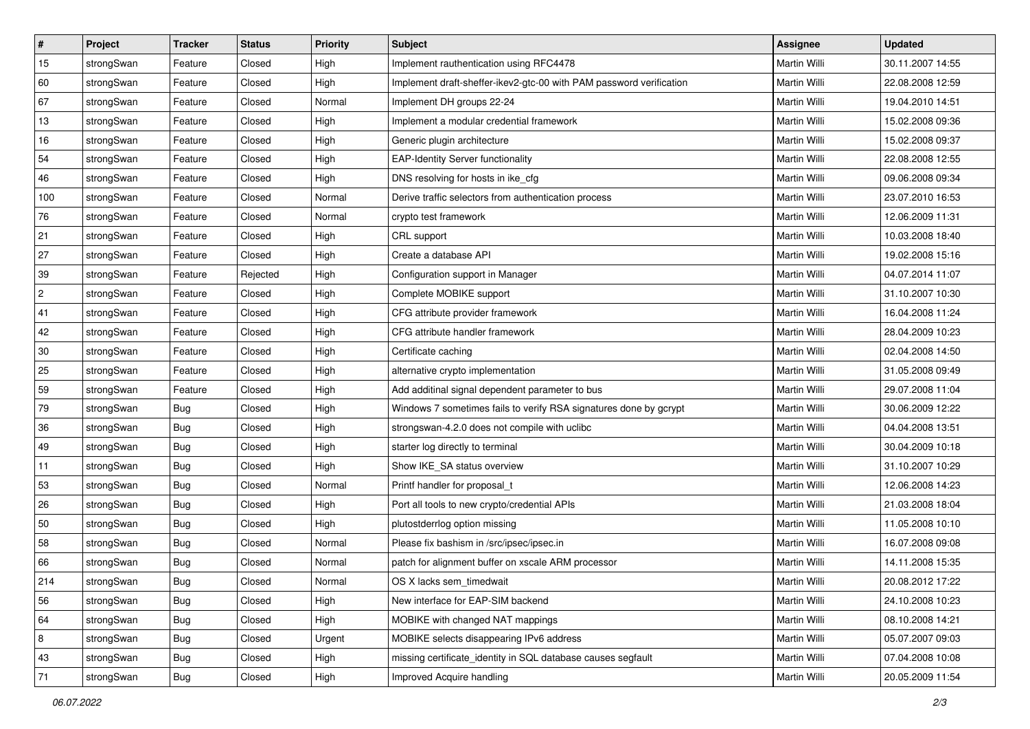| # | Project | Tracker | Status | Priority | Subject | Assignee | Updated |
|---|---|---|---|---|---|---|---|
| 15 | strongSwan | Feature | Closed | High | Implement rauthentication using RFC4478 | Martin Willi | 30.11.2007 14:55 |
| 60 | strongSwan | Feature | Closed | High | Implement draft-sheffer-ikev2-gtc-00 with PAM password verification | Martin Willi | 22.08.2008 12:59 |
| 67 | strongSwan | Feature | Closed | Normal | Implement DH groups 22-24 | Martin Willi | 19.04.2010 14:51 |
| 13 | strongSwan | Feature | Closed | High | Implement a modular credential framework | Martin Willi | 15.02.2008 09:36 |
| 16 | strongSwan | Feature | Closed | High | Generic plugin architecture | Martin Willi | 15.02.2008 09:37 |
| 54 | strongSwan | Feature | Closed | High | EAP-Identity Server functionality | Martin Willi | 22.08.2008 12:55 |
| 46 | strongSwan | Feature | Closed | High | DNS resolving for hosts in ike_cfg | Martin Willi | 09.06.2008 09:34 |
| 100 | strongSwan | Feature | Closed | Normal | Derive traffic selectors from authentication process | Martin Willi | 23.07.2010 16:53 |
| 76 | strongSwan | Feature | Closed | Normal | crypto test framework | Martin Willi | 12.06.2009 11:31 |
| 21 | strongSwan | Feature | Closed | High | CRL support | Martin Willi | 10.03.2008 18:40 |
| 27 | strongSwan | Feature | Closed | High | Create a database API | Martin Willi | 19.02.2008 15:16 |
| 39 | strongSwan | Feature | Rejected | High | Configuration support in Manager | Martin Willi | 04.07.2014 11:07 |
| 2 | strongSwan | Feature | Closed | High | Complete MOBIKE support | Martin Willi | 31.10.2007 10:30 |
| 41 | strongSwan | Feature | Closed | High | CFG attribute provider framework | Martin Willi | 16.04.2008 11:24 |
| 42 | strongSwan | Feature | Closed | High | CFG attribute handler framework | Martin Willi | 28.04.2009 10:23 |
| 30 | strongSwan | Feature | Closed | High | Certificate caching | Martin Willi | 02.04.2008 14:50 |
| 25 | strongSwan | Feature | Closed | High | alternative crypto implementation | Martin Willi | 31.05.2008 09:49 |
| 59 | strongSwan | Feature | Closed | High | Add additinal signal dependent parameter to bus | Martin Willi | 29.07.2008 11:04 |
| 79 | strongSwan | Bug | Closed | High | Windows 7 sometimes fails to verify RSA signatures done by gcrypt | Martin Willi | 30.06.2009 12:22 |
| 36 | strongSwan | Bug | Closed | High | strongswan-4.2.0 does not compile with uclibc | Martin Willi | 04.04.2008 13:51 |
| 49 | strongSwan | Bug | Closed | High | starter log directly to terminal | Martin Willi | 30.04.2009 10:18 |
| 11 | strongSwan | Bug | Closed | High | Show IKE_SA status overview | Martin Willi | 31.10.2007 10:29 |
| 53 | strongSwan | Bug | Closed | Normal | Printf handler for proposal_t | Martin Willi | 12.06.2008 14:23 |
| 26 | strongSwan | Bug | Closed | High | Port all tools to new crypto/credential APIs | Martin Willi | 21.03.2008 18:04 |
| 50 | strongSwan | Bug | Closed | High | plutostderrlog option missing | Martin Willi | 11.05.2008 10:10 |
| 58 | strongSwan | Bug | Closed | Normal | Please fix bashism in /src/ipsec/ipsec.in | Martin Willi | 16.07.2008 09:08 |
| 66 | strongSwan | Bug | Closed | Normal | patch for alignment buffer on xscale ARM processor | Martin Willi | 14.11.2008 15:35 |
| 214 | strongSwan | Bug | Closed | Normal | OS X lacks sem_timedwait | Martin Willi | 20.08.2012 17:22 |
| 56 | strongSwan | Bug | Closed | High | New interface for EAP-SIM backend | Martin Willi | 24.10.2008 10:23 |
| 64 | strongSwan | Bug | Closed | High | MOBIKE with changed NAT mappings | Martin Willi | 08.10.2008 14:21 |
| 8 | strongSwan | Bug | Closed | Urgent | MOBIKE selects disappearing IPv6 address | Martin Willi | 05.07.2007 09:03 |
| 43 | strongSwan | Bug | Closed | High | missing certificate_identity in SQL database causes segfault | Martin Willi | 07.04.2008 10:08 |
| 71 | strongSwan | Bug | Closed | High | Improved Acquire handling | Martin Willi | 20.05.2009 11:54 |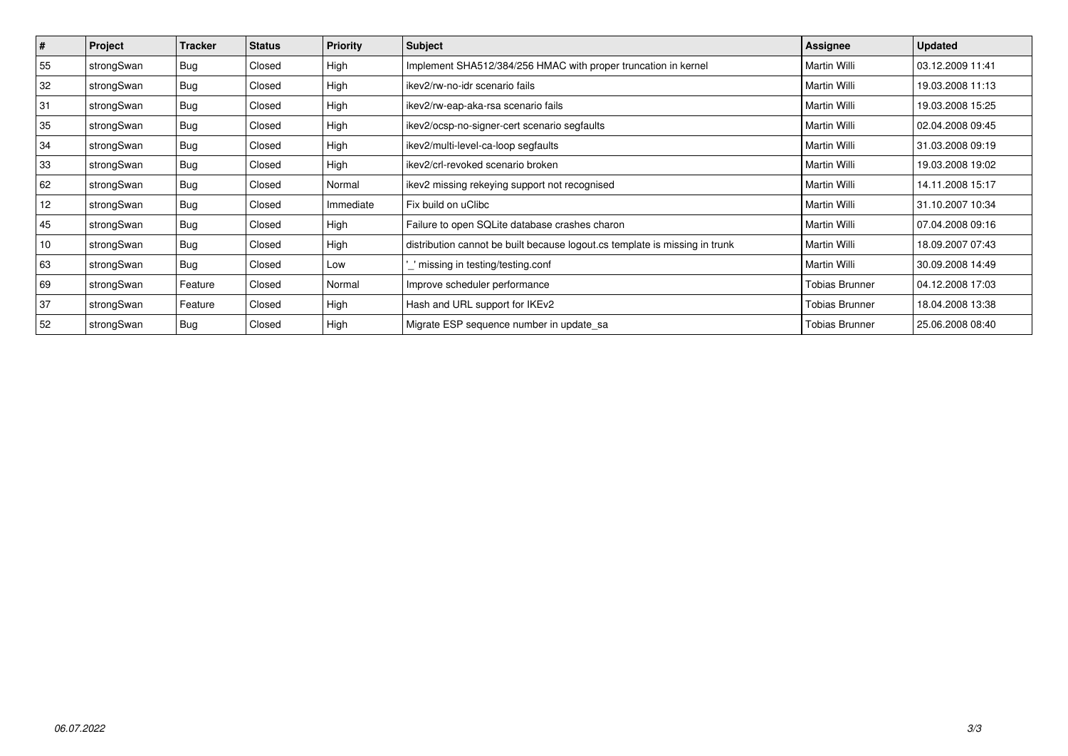| # | Project | Tracker | Status | Priority | Subject | Assignee | Updated |
|---|---|---|---|---|---|---|---|
| 55 | strongSwan | Bug | Closed | High | Implement SHA512/384/256 HMAC with proper truncation in kernel | Martin Willi | 03.12.2009 11:41 |
| 32 | strongSwan | Bug | Closed | High | ikev2/rw-no-idr scenario fails | Martin Willi | 19.03.2008 11:13 |
| 31 | strongSwan | Bug | Closed | High | ikev2/rw-eap-aka-rsa scenario fails | Martin Willi | 19.03.2008 15:25 |
| 35 | strongSwan | Bug | Closed | High | ikev2/ocsp-no-signer-cert scenario segfaults | Martin Willi | 02.04.2008 09:45 |
| 34 | strongSwan | Bug | Closed | High | ikev2/multi-level-ca-loop segfaults | Martin Willi | 31.03.2008 09:19 |
| 33 | strongSwan | Bug | Closed | High | ikev2/crl-revoked scenario broken | Martin Willi | 19.03.2008 19:02 |
| 62 | strongSwan | Bug | Closed | Normal | ikev2 missing rekeying support not recognised | Martin Willi | 14.11.2008 15:17 |
| 12 | strongSwan | Bug | Closed | Immediate | Fix build on uClibc | Martin Willi | 31.10.2007 10:34 |
| 45 | strongSwan | Bug | Closed | High | Failure to open SQLite database crashes charon | Martin Willi | 07.04.2008 09:16 |
| 10 | strongSwan | Bug | Closed | High | distribution cannot be built because logout.cs template is missing in trunk | Martin Willi | 18.09.2007 07:43 |
| 63 | strongSwan | Bug | Closed | Low | '_' missing in testing/testing.conf | Martin Willi | 30.09.2008 14:49 |
| 69 | strongSwan | Feature | Closed | Normal | Improve scheduler performance | Tobias Brunner | 04.12.2008 17:03 |
| 37 | strongSwan | Feature | Closed | High | Hash and URL support for IKEv2 | Tobias Brunner | 18.04.2008 13:38 |
| 52 | strongSwan | Bug | Closed | High | Migrate ESP sequence number in update_sa | Tobias Brunner | 25.06.2008 08:40 |